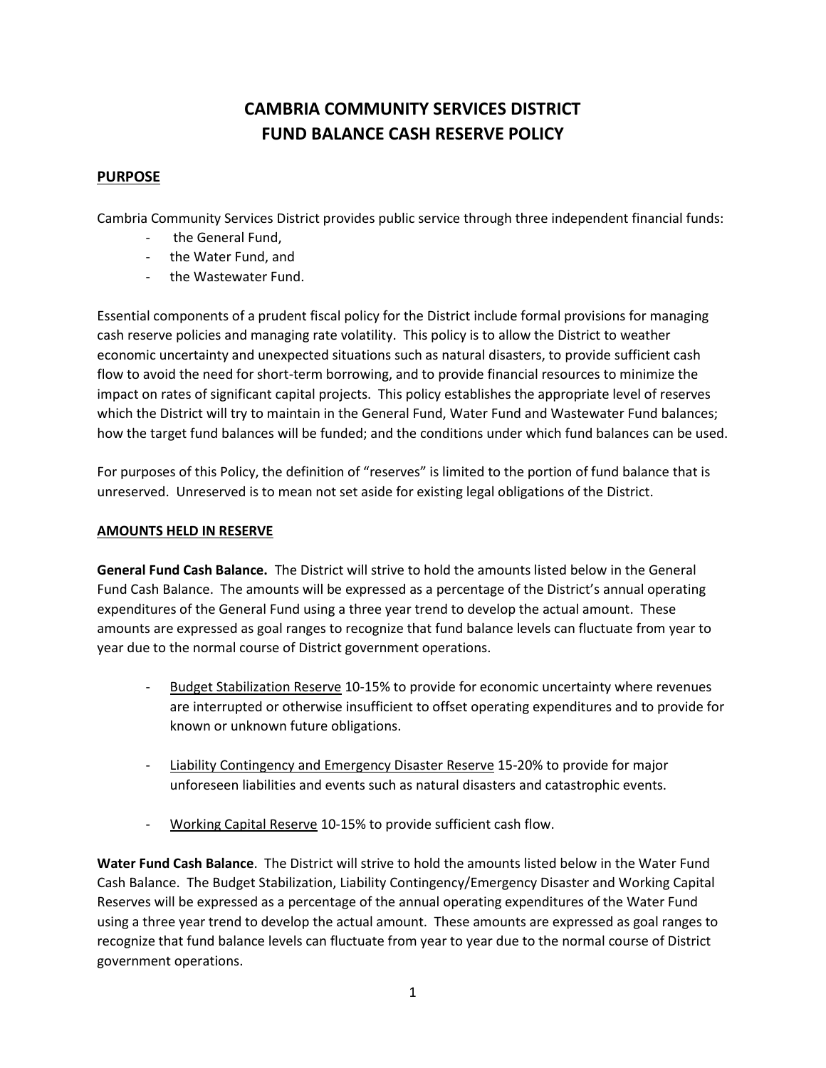# CAMBRIA COMMUNITY SERVICES DISTRICT
# FUND BALANCE CASH RESERVE POLICY

## PURPOSE

Cambria Community Services District provides public service through three independent financial funds:

- the General Fund,
- the Water Fund, and
- the Wastewater Fund.

Essential components of a prudent fiscal policy for the District include formal provisions for managing cash reserve policies and managing rate volatility. This policy is to allow the District to weather economic uncertainty and unexpected situations such as natural disasters, to provide sufficient cash flow to avoid the need for short-term borrowing, and to provide financial resources to minimize the impact on rates of significant capital projects. This policy establishes the appropriate level of reserves which the District will try to maintain in the General Fund, Water Fund and Wastewater Fund balances; how the target fund balances will be funded; and the conditions under which fund balances can be used.

For purposes of this Policy, the definition of "reserves" is limited to the portion of fund balance that is unreserved. Unreserved is to mean not set aside for existing legal obligations of the District.

## AMOUNTS HELD IN RESERVE

**General Fund Cash Balance.** The District will strive to hold the amounts listed below in the General Fund Cash Balance. The amounts will be expressed as a percentage of the District's annual operating expenditures of the General Fund using a three year trend to develop the actual amount. These amounts are expressed as goal ranges to recognize that fund balance levels can fluctuate from year to year due to the normal course of District government operations.

- Budget Stabilization Reserve 10-15% to provide for economic uncertainty where revenues are interrupted or otherwise insufficient to offset operating expenditures and to provide for known or unknown future obligations.

- Liability Contingency and Emergency Disaster Reserve 15-20% to provide for major unforeseen liabilities and events such as natural disasters and catastrophic events.

- Working Capital Reserve 10-15% to provide sufficient cash flow.

**Water Fund Cash Balance**. The District will strive to hold the amounts listed below in the Water Fund Cash Balance. The Budget Stabilization, Liability Contingency/Emergency Disaster and Working Capital Reserves will be expressed as a percentage of the annual operating expenditures of the Water Fund using a three year trend to develop the actual amount. These amounts are expressed as goal ranges to recognize that fund balance levels can fluctuate from year to year due to the normal course of District government operations.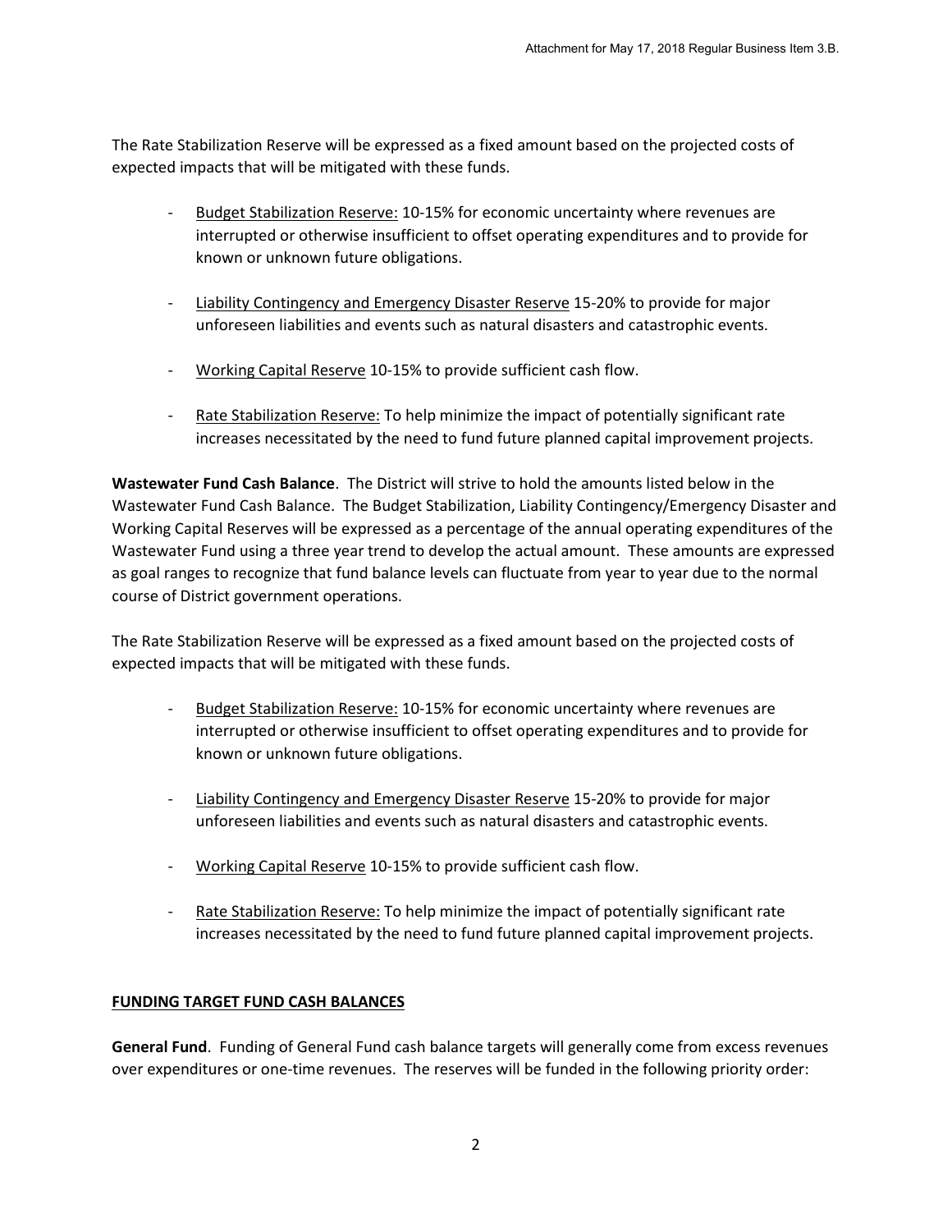The Rate Stabilization Reserve will be expressed as a fixed amount based on the projected costs of expected impacts that will be mitigated with these funds.

- Budget Stabilization Reserve: 10-15% for economic uncertainty where revenues are interrupted or otherwise insufficient to offset operating expenditures and to provide for known or unknown future obligations.

- Liability Contingency and Emergency Disaster Reserve 15-20% to provide for major unforeseen liabilities and events such as natural disasters and catastrophic events.

- Working Capital Reserve 10-15% to provide sufficient cash flow.

- Rate Stabilization Reserve: To help minimize the impact of potentially significant rate increases necessitated by the need to fund future planned capital improvement projects.

**Wastewater Fund Cash Balance**. The District will strive to hold the amounts listed below in the Wastewater Fund Cash Balance. The Budget Stabilization, Liability Contingency/Emergency Disaster and Working Capital Reserves will be expressed as a percentage of the annual operating expenditures of the Wastewater Fund using a three year trend to develop the actual amount. These amounts are expressed as goal ranges to recognize that fund balance levels can fluctuate from year to year due to the normal course of District government operations.

The Rate Stabilization Reserve will be expressed as a fixed amount based on the projected costs of expected impacts that will be mitigated with these funds.

- Budget Stabilization Reserve: 10-15% for economic uncertainty where revenues are interrupted or otherwise insufficient to offset operating expenditures and to provide for known or unknown future obligations.

- Liability Contingency and Emergency Disaster Reserve 15-20% to provide for major unforeseen liabilities and events such as natural disasters and catastrophic events.

- Working Capital Reserve 10-15% to provide sufficient cash flow.

- Rate Stabilization Reserve: To help minimize the impact of potentially significant rate increases necessitated by the need to fund future planned capital improvement projects.

## FUNDING TARGET FUND CASH BALANCES

**General Fund**. Funding of General Fund cash balance targets will generally come from excess revenues over expenditures or one-time revenues. The reserves will be funded in the following priority order: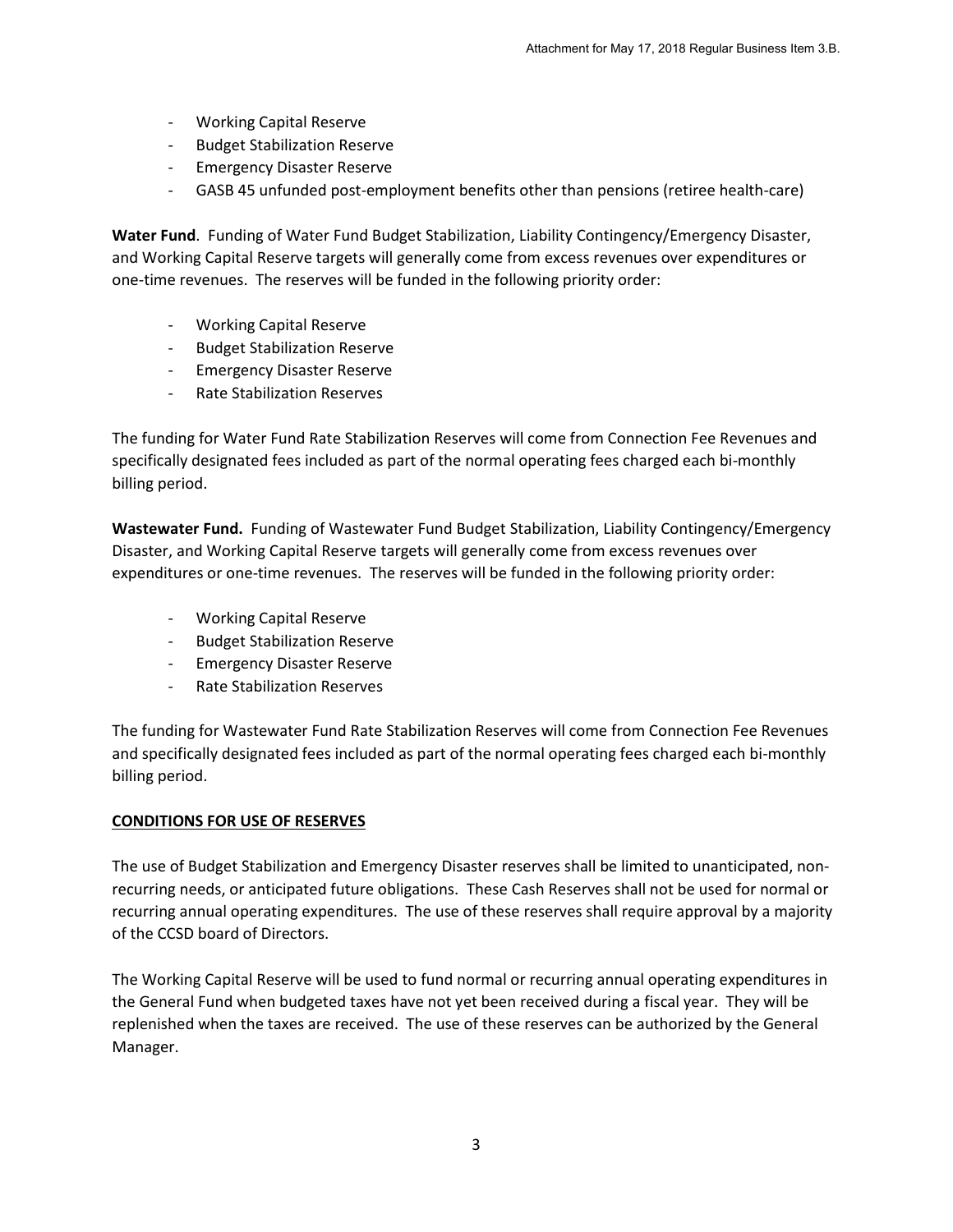- Working Capital Reserve
- Budget Stabilization Reserve
- Emergency Disaster Reserve
- GASB 45 unfunded post-employment benefits other than pensions (retiree health-care)

**Water Fund**. Funding of Water Fund Budget Stabilization, Liability Contingency/Emergency Disaster, and Working Capital Reserve targets will generally come from excess revenues over expenditures or one-time revenues. The reserves will be funded in the following priority order:

- Working Capital Reserve
- Budget Stabilization Reserve
- Emergency Disaster Reserve
- Rate Stabilization Reserves

The funding for Water Fund Rate Stabilization Reserves will come from Connection Fee Revenues and specifically designated fees included as part of the normal operating fees charged each bi-monthly billing period.

**Wastewater Fund.** Funding of Wastewater Fund Budget Stabilization, Liability Contingency/Emergency Disaster, and Working Capital Reserve targets will generally come from excess revenues over expenditures or one-time revenues. The reserves will be funded in the following priority order:

- Working Capital Reserve
- Budget Stabilization Reserve
- Emergency Disaster Reserve
- Rate Stabilization Reserves

The funding for Wastewater Fund Rate Stabilization Reserves will come from Connection Fee Revenues and specifically designated fees included as part of the normal operating fees charged each bi-monthly billing period.

## CONDITIONS FOR USE OF RESERVES

The use of Budget Stabilization and Emergency Disaster reserves shall be limited to unanticipated, non-recurring needs, or anticipated future obligations. These Cash Reserves shall not be used for normal or recurring annual operating expenditures. The use of these reserves shall require approval by a majority of the CCSD board of Directors.

The Working Capital Reserve will be used to fund normal or recurring annual operating expenditures in the General Fund when budgeted taxes have not yet been received during a fiscal year. They will be replenished when the taxes are received. The use of these reserves can be authorized by the General Manager.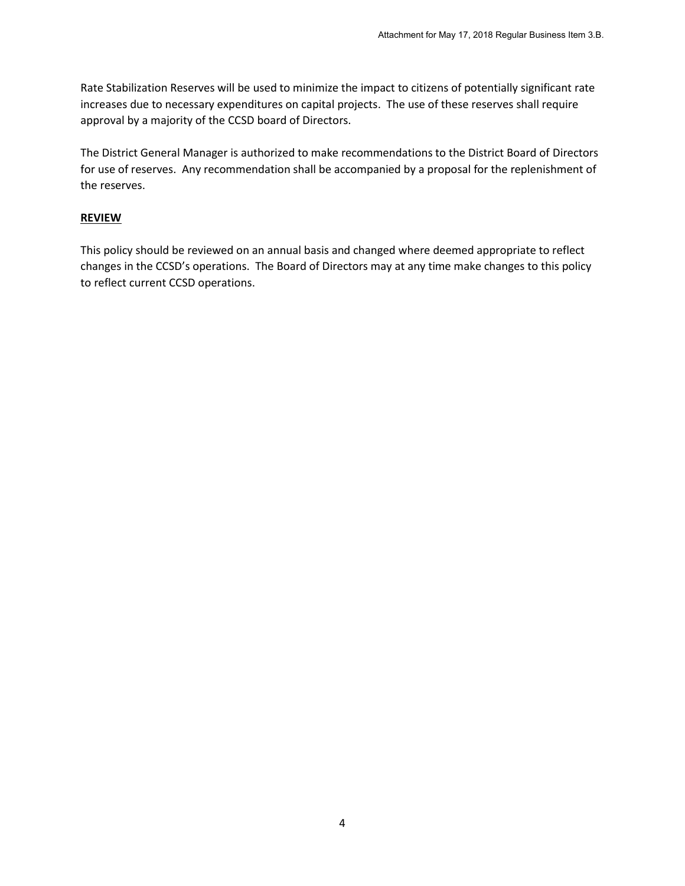Rate Stabilization Reserves will be used to minimize the impact to citizens of potentially significant rate increases due to necessary expenditures on capital projects. The use of these reserves shall require approval by a majority of the CCSD board of Directors.

The District General Manager is authorized to make recommendations to the District Board of Directors for use of reserves. Any recommendation shall be accompanied by a proposal for the replenishment of the reserves.

**REVIEW**

This policy should be reviewed on an annual basis and changed where deemed appropriate to reflect changes in the CCSD's operations. The Board of Directors may at any time make changes to this policy to reflect current CCSD operations.